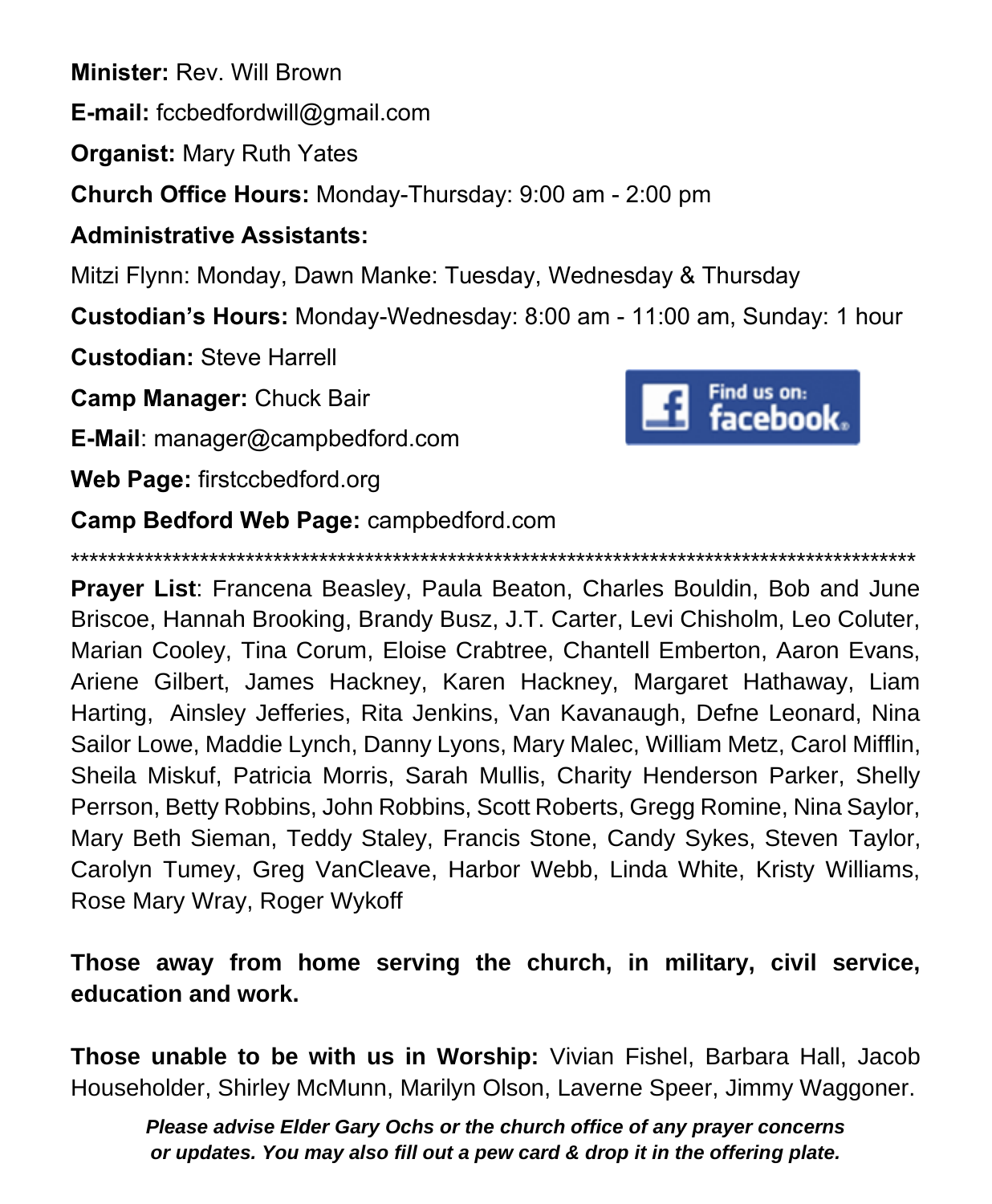**Minister:** Rev. Will Brown

**E-mail:** fccbedfordwill@gmail.com

**Organist:** Mary Ruth Yates

**Church Office Hours:** Monday-Thursday: 9:00 am - 2:00 pm

**Administrative Assistants:**

Mitzi Flynn: Monday, Dawn Manke: Tuesday, Wednesday & Thursday

**Custodian's Hours:** Monday-Wednesday: 8:00 am - 11:00 am, Sunday: 1 hour

**Custodian:** Steve Harrell

**Camp Manager:** Chuck Bair

**E-Mail**: manager@campbedford.com

**Web Page:** firstccbedford.org

**Camp Bedford Web Page:** campbedford.com

Find us on: facebook

*******************************************************************************************

**Prayer List**: Francena Beasley, Paula Beaton, Charles Bouldin, Bob and June Briscoe, Hannah Brooking, Brandy Busz, J.T. Carter, Levi Chisholm, Leo Coluter, Marian Cooley, Tina Corum, Eloise Crabtree, Chantell Emberton, Aaron Evans, Ariene Gilbert, James Hackney, Karen Hackney, Margaret Hathaway, Liam Harting, Ainsley Jefferies, Rita Jenkins, Van Kavanaugh, Defne Leonard, Nina Sailor Lowe, Maddie Lynch, Danny Lyons, Mary Malec, William Metz, Carol Mifflin, Sheila Miskuf, Patricia Morris, Sarah Mullis, Charity Henderson Parker, Shelly Perrson, Betty Robbins, John Robbins, Scott Roberts, Gregg Romine, Nina Saylor, Mary Beth Sieman, Teddy Staley, Francis Stone, Candy Sykes, Steven Taylor, Carolyn Tumey, Greg VanCleave, Harbor Webb, Linda White, Kristy Williams, Rose Mary Wray, Roger Wykoff

**Those away from home serving the church, in military, civil service, education and work.**

**Those unable to be with us in Worship:** Vivian Fishel, Barbara Hall, Jacob Householder, Shirley McMunn, Marilyn Olson, Laverne Speer, Jimmy Waggoner.

***Please advise Elder Gary Ochs or the church office of any prayer concerns or updates. You may also fill out a pew card & drop it in the offering plate.***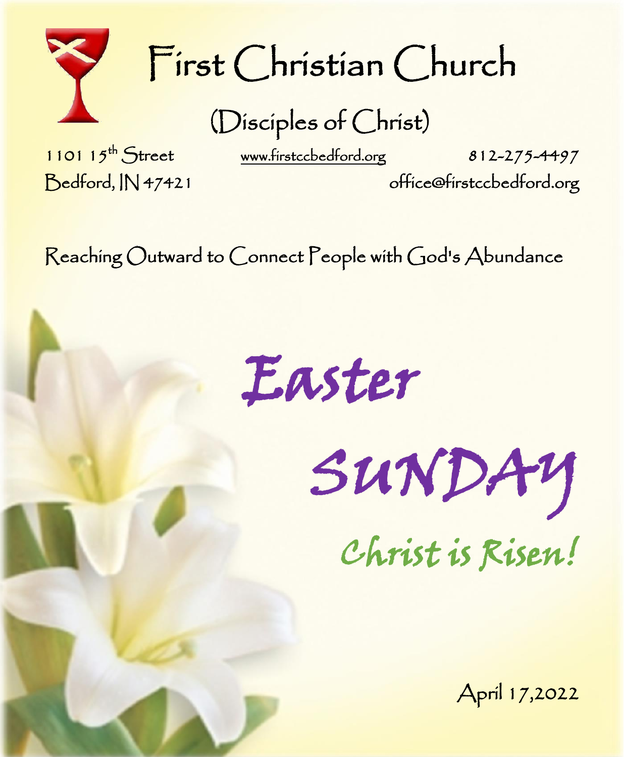# First Christian Church

## (Disciples of Christ)

1101 15th Street
Bedford, IN 47421

www.firstccbedford.org

812-275-4497
office@firstccbedford.org

Reaching Outward to Connect People with God's Abundance

# Easter SUNDAY

## *Christ is Risen!*

April 17,2022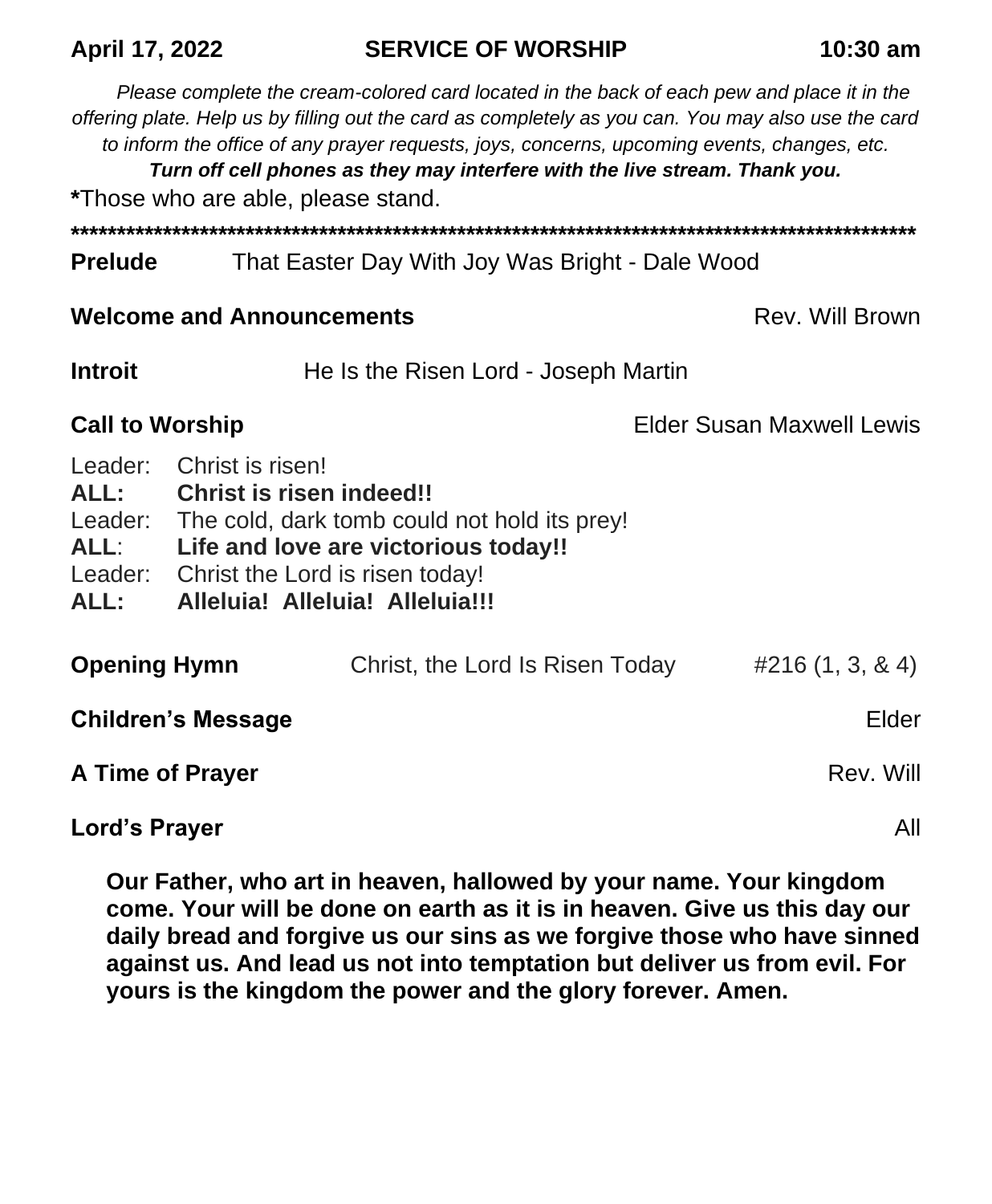**April 17, 2022 SERVICE OF WORSHIP 10:30 am**

*Please complete the cream-colored card located in the back of each pew and place it in the offering plate. Help us by filling out the card as completely as you can. You may also use the card to inform the office of any prayer requests, joys, concerns, upcoming events, changes, etc.*

***Turn off cell phones as they may interfere with the live stream. Thank you.***

**\***Those who are able, please stand.

**\*\*\*\*\*\*\*\*\*\*\*\*\*\*\*\*\*\*\*\*\*\*\*\*\*\*\*\*\*\*\*\*\*\*\*\*\*\*\*\*\*\*\*\*\*\*\*\*\*\*\*\*\*\*\*\*\*\*\*\*\*\*\*\*\*\*\*\*\*\*\*\*\*\*\*\*\*\*\*\*\*\*\*\*\*\*\*\*\*\*\*\*\*\*\*\***

**Prelude** That Easter Day With Joy Was Bright - Dale Wood

**Welcome and Announcements** Rev. Will Brown

**Introit** He Is the Risen Lord - Joseph Martin

**Call to Worship** Elder Susan Maxwell Lewis

Leader: Christ is risen!
**ALL: Christ is risen indeed!!**
Leader: The cold, dark tomb could not hold its prey!
**ALL: Life and love are victorious today!!**
Leader: Christ the Lord is risen today!
**ALL: Alleluia! Alleluia! Alleluia!!!**

**Opening Hymn** Christ, the Lord Is Risen Today #216 (1, 3, & 4)

**Children's Message** Elder

**A Time of Prayer** Rev. Will

**Lord's Prayer** All

**Our Father, who art in heaven, hallowed by your name. Your kingdom come. Your will be done on earth as it is in heaven. Give us this day our daily bread and forgive us our sins as we forgive those who have sinned against us. And lead us not into temptation but deliver us from evil. For yours is the kingdom the power and the glory forever. Amen.**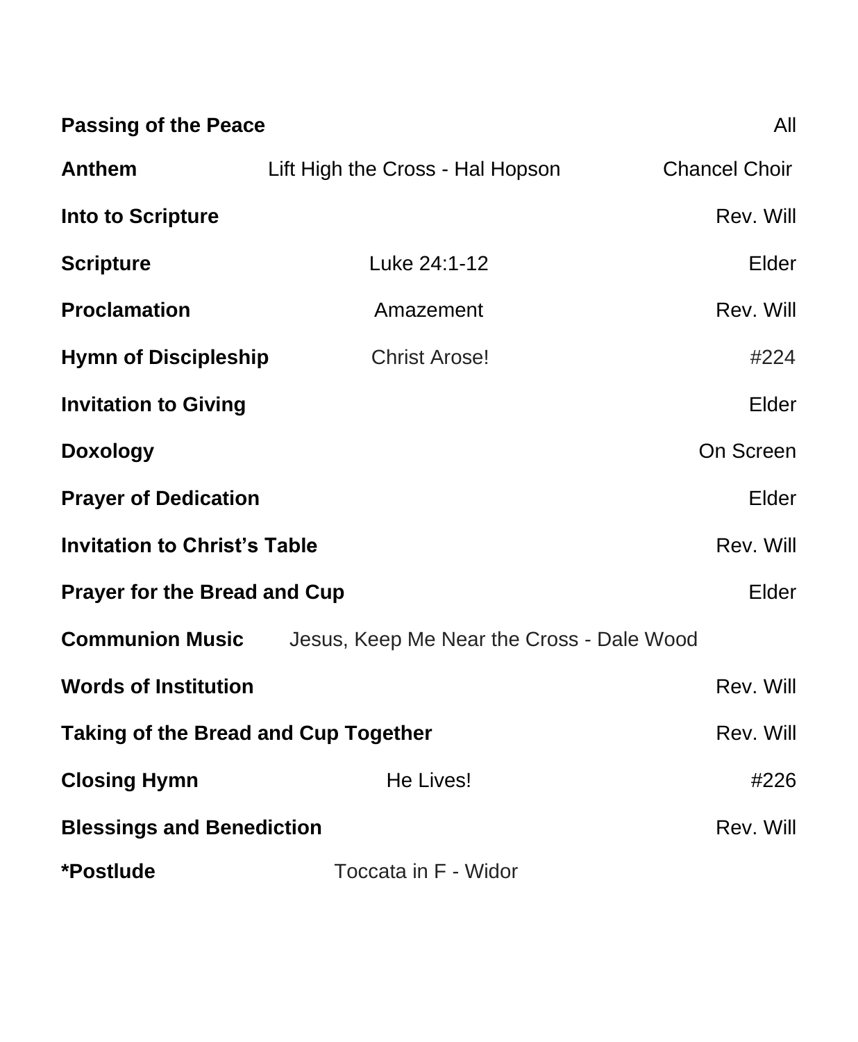| | | |
|---|---|---|
| **Passing of the Peace** | | All |
| **Anthem** | Lift High the Cross - Hal Hopson | Chancel Choir |
| **Into to Scripture** | | Rev. Will |
| **Scripture** | Luke 24:1-12 | Elder |
| **Proclamation** | Amazement | Rev. Will |
| **Hymn of Discipleship** | Christ Arose! | #224 |
| **Invitation to Giving** | | Elder |
| **Doxology** | | On Screen |
| **Prayer of Dedication** | | Elder |
| **Invitation to Christ's Table** | | Rev. Will |
| **Prayer for the Bread and Cup** | | Elder |
| **Communion Music** | Jesus, Keep Me Near the Cross - Dale Wood | |
| **Words of Institution** | | Rev. Will |
| **Taking of the Bread and Cup Together** | | Rev. Will |
| **Closing Hymn** | He Lives! | #226 |
| **Blessings and Benediction** | | Rev. Will |
| ***Postlude** | Toccata in F - Widor | |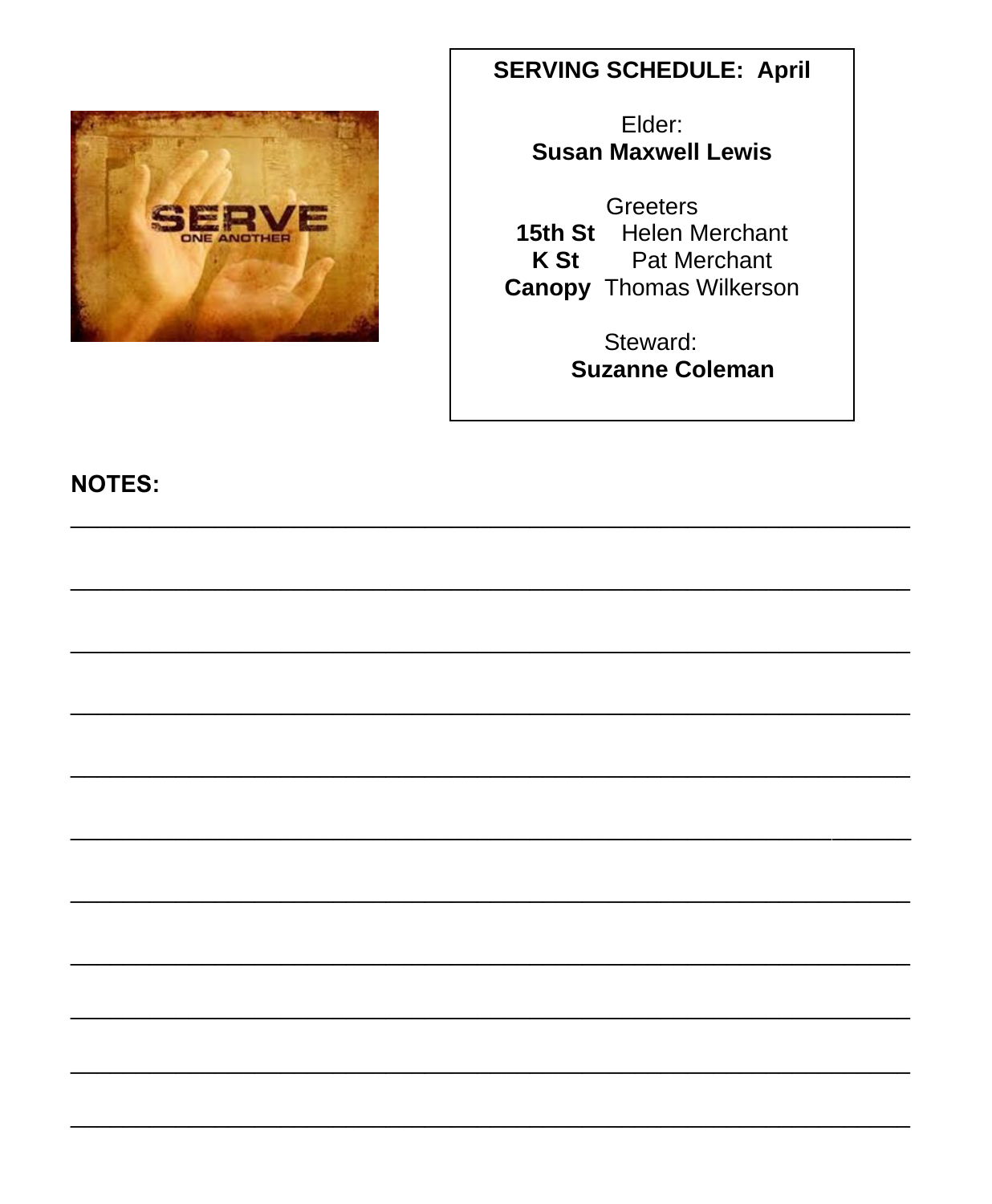**SERVING SCHEDULE: April**

Elder:
**Susan Maxwell Lewis**

Greeters

| | |
|---|---|
| **15th St** | Helen Merchant |
| **K St** | Pat Merchant |
| **Canopy** | Thomas Wilkerson |

Steward:
**Suzanne Coleman**

**NOTES:**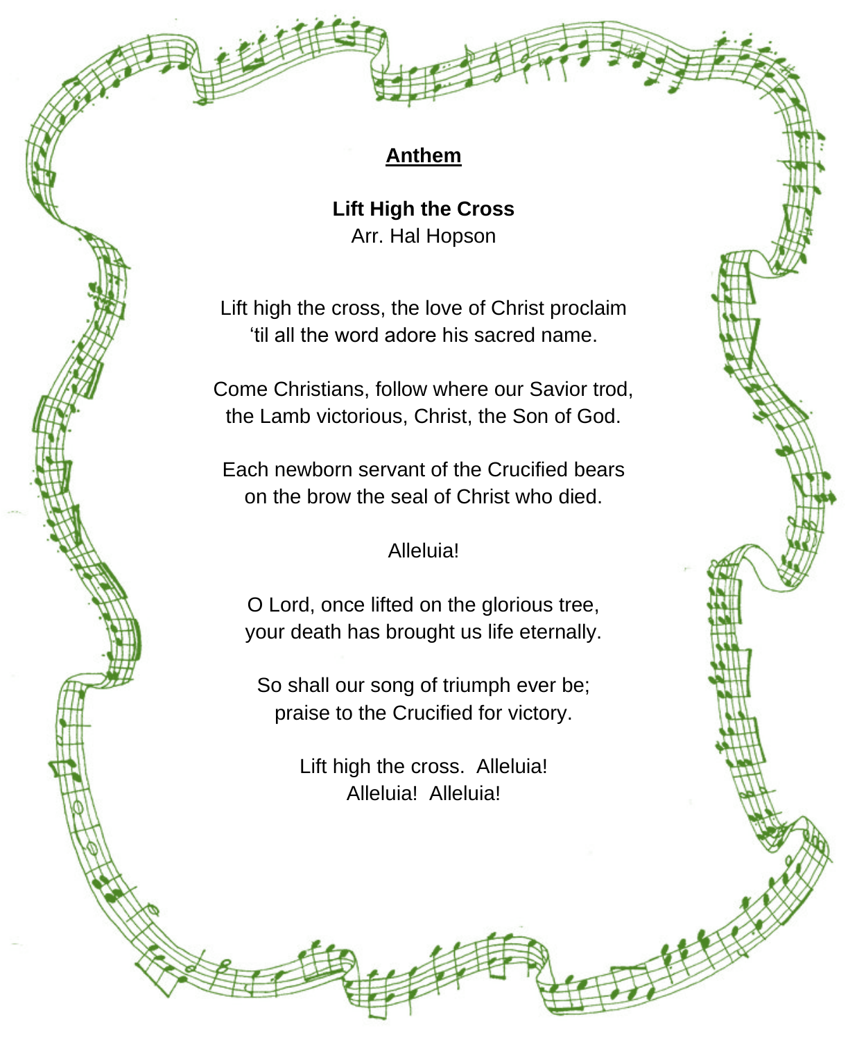## Anthem

**Lift High the Cross**
Arr. Hal Hopson

Lift high the cross, the love of Christ proclaim
'til all the word adore his sacred name.

Come Christians, follow where our Savior trod,
the Lamb victorious, Christ, the Son of God.

Each newborn servant of the Crucified bears
on the brow the seal of Christ who died.

Alleluia!

O Lord, once lifted on the glorious tree,
your death has brought us life eternally.

So shall our song of triumph ever be;
praise to the Crucified for victory.

Lift high the cross. Alleluia!
Alleluia! Alleluia!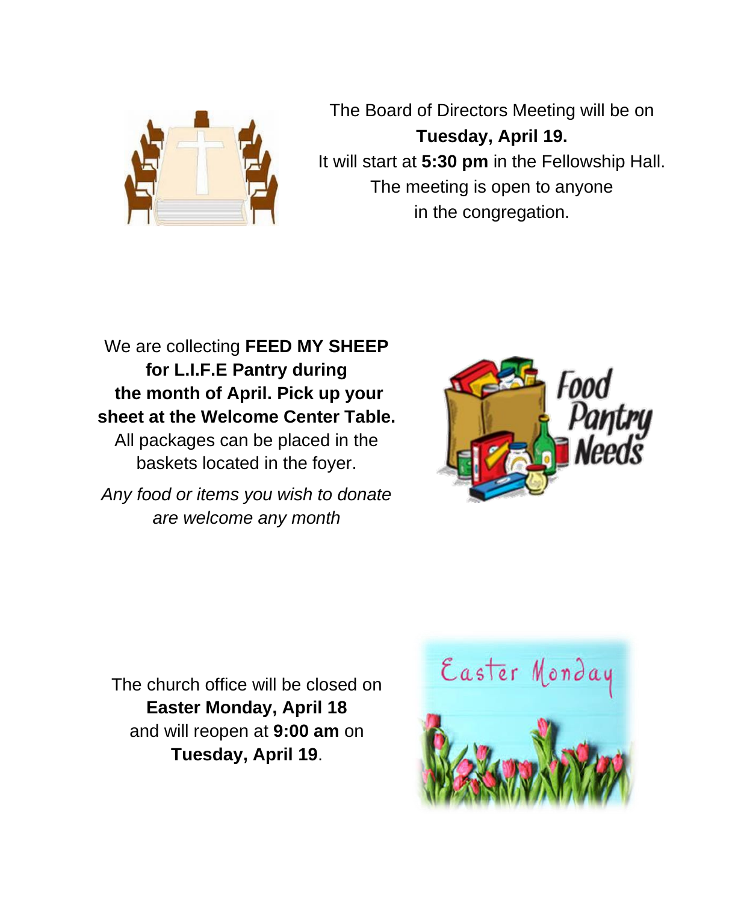The Board of Directors Meeting will be on
**Tuesday, April 19.**
It will start at **5:30 pm** in the Fellowship Hall.
The meeting is open to anyone
in the congregation.

We are collecting **FEED MY SHEEP for L.I.F.E Pantry during the month of April. Pick up your sheet at the Welcome Center Table.**
All packages can be placed in the baskets located in the foyer.

*Any food or items you wish to donate are welcome any month*

The church office will be closed on
**Easter Monday, April 18**
and will reopen at **9:00 am** on
**Tuesday, April 19**.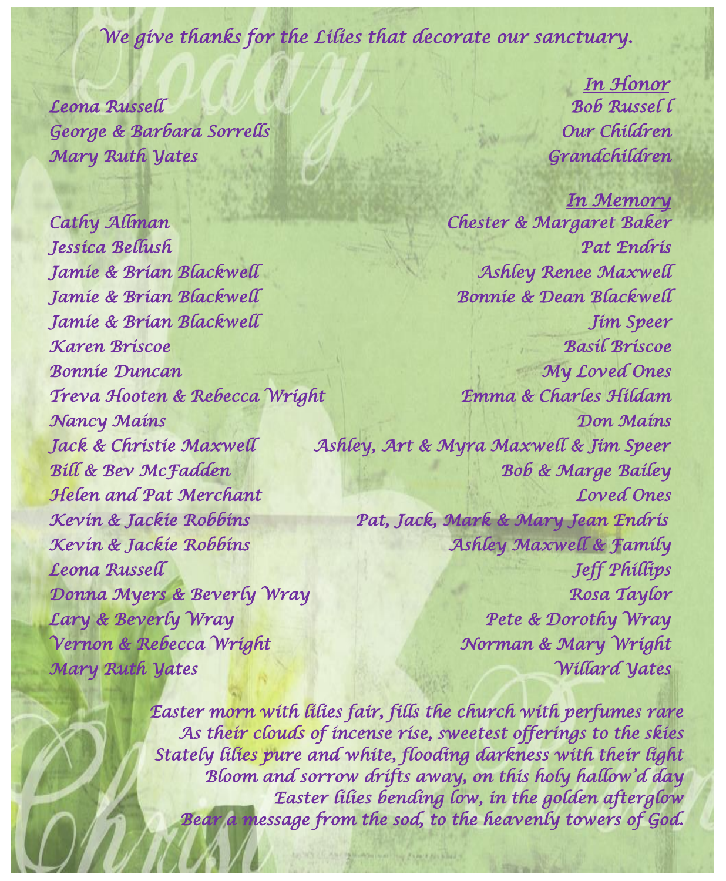*We give thanks for the Lilies that decorate our sanctuary.*

| | |
|---|---|
| | ***In Honor*** |
| *Leona Russell* | *Bob Russel l* |
| *George & Barbara Sorrells* | *Our Children* |
| *Mary Ruth Yates* | *Grandchildren* |
| | ***In Memory*** |
| *Cathy Allman* | *Chester & Margaret Baker* |
| *Jessica Bellush* | *Pat Endris* |
| *Jamie & Brian Blackwell* | *Ashley Renee Maxwell* |
| *Jamie & Brian Blackwell* | *Bonnie & Dean Blackwell* |
| *Jamie & Brian Blackwell* | *Jim Speer* |
| *Karen Briscoe* | *Basil Briscoe* |
| *Bonnie Duncan* | *My Loved Ones* |
| *Treva Hooten & Rebecca Wright* | *Emma & Charles Hildam* |
| *Nancy Mains* | *Don Mains* |
| *Jack & Christie Maxwell* | *Ashley, Art & Myra Maxwell & Jim Speer* |
| *Bill & Bev McFadden* | *Bob & Marge Bailey* |
| *Helen and Pat Merchant* | *Loved Ones* |
| *Kevin & Jackie Robbins* | *Pat, Jack, Mark & Mary Jean Endris* |
| *Kevin & Jackie Robbins* | *Ashley Maxwell & Family* |
| *Leona Russell* | *Jeff Phillips* |
| *Donna Myers & Beverly Wray* | *Rosa Taylor* |
| *Lary & Beverly Wray* | *Pete & Dorothy Wray* |
| *Vernon & Rebecca Wright* | *Norman & Mary Wright* |
| *Mary Ruth Yates* | *Willard Yates* |

*Easter morn with lilies fair, fills the church with perfumes rare*
*As their clouds of incense rise, sweetest offerings to the skies*
*Stately lilies pure and white, flooding darkness with their light*
*Bloom and sorrow drifts away, on this holy hallow'd day*
*Easter lilies bending low, in the golden afterglow*
*Bear a message from the sod, to the heavenly towers of God.*